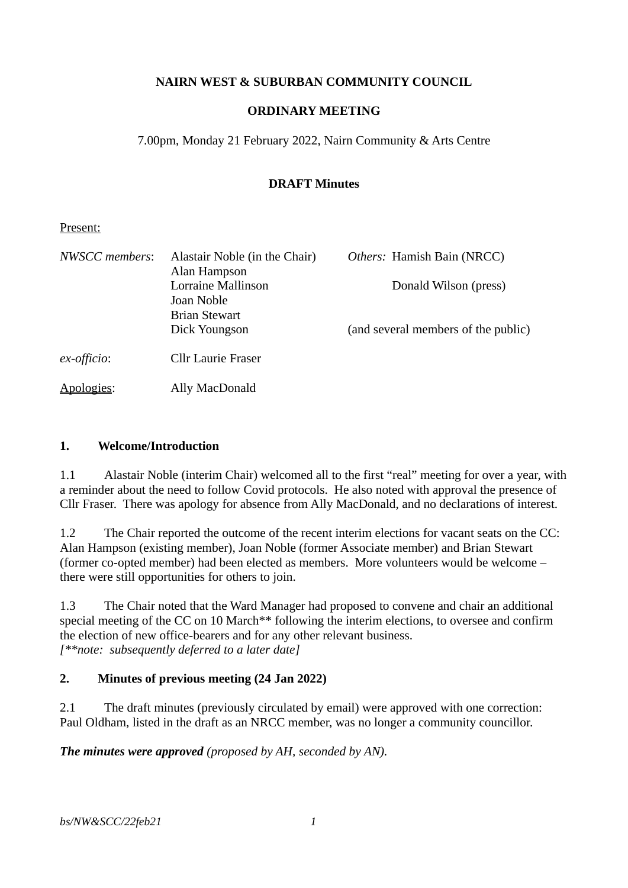**NAIRN WEST & SUBURBAN COMMUNITY COUNCIL**

**ORDINARY MEETING**

7.00pm, Monday 21 February 2022, Nairn Community & Arts Centre

**DRAFT Minutes**

Present:

| | | |
|---|---|---|
| *NWSCC members*: | Alastair Noble (in the Chair) | *Others:* Hamish Bain (NRCC) |
| | Alan Hampson | |
| | Lorraine Mallinson | Donald Wilson (press) |
| | Joan Noble | |
| | Brian Stewart | |
| | Dick Youngson | (and several members of the public) |
| *ex-officio*: | Cllr Laurie Fraser | |
| Apologies: | Ally MacDonald | |

## 1. Welcome/Introduction

1.1 Alastair Noble (interim Chair) welcomed all to the first "real" meeting for over a year, with a reminder about the need to follow Covid protocols. He also noted with approval the presence of Cllr Fraser. There was apology for absence from Ally MacDonald, and no declarations of interest.

1.2 The Chair reported the outcome of the recent interim elections for vacant seats on the CC: Alan Hampson (existing member), Joan Noble (former Associate member) and Brian Stewart (former co-opted member) had been elected as members. More volunteers would be welcome – there were still opportunities for others to join.

1.3 The Chair noted that the Ward Manager had proposed to convene and chair an additional special meeting of the CC on 10 March** following the interim elections, to oversee and confirm the election of new office-bearers and for any other relevant business.
*[**note: subsequently deferred to a later date]*

## 2. Minutes of previous meeting (24 Jan 2022)

2.1 The draft minutes (previously circulated by email) were approved with one correction: Paul Oldham, listed in the draft as an NRCC member, was no longer a community councillor.

***The minutes were approved** (proposed by AH, seconded by AN).*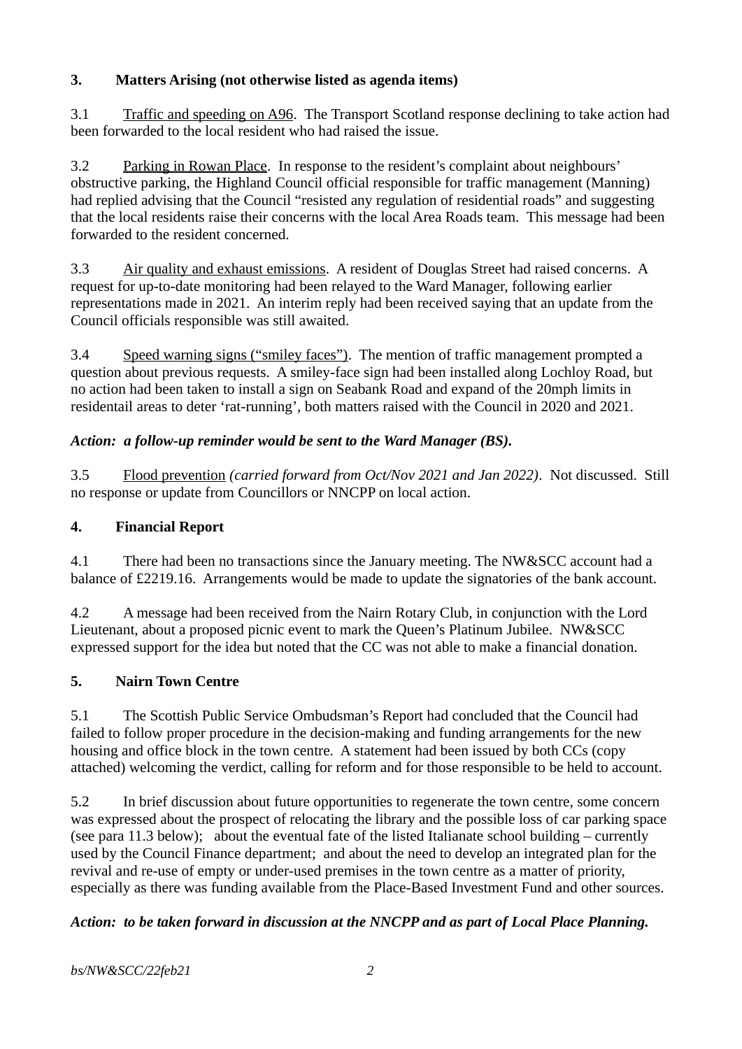## 3. Matters Arising (not otherwise listed as agenda items)

3.1 Traffic and speeding on A96. The Transport Scotland response declining to take action had been forwarded to the local resident who had raised the issue.

3.2 Parking in Rowan Place. In response to the resident's complaint about neighbours' obstructive parking, the Highland Council official responsible for traffic management (Manning) had replied advising that the Council "resisted any regulation of residential roads" and suggesting that the local residents raise their concerns with the local Area Roads team. This message had been forwarded to the resident concerned.

3.3 Air quality and exhaust emissions. A resident of Douglas Street had raised concerns. A request for up-to-date monitoring had been relayed to the Ward Manager, following earlier representations made in 2021. An interim reply had been received saying that an update from the Council officials responsible was still awaited.

3.4 Speed warning signs ("smiley faces"). The mention of traffic management prompted a question about previous requests. A smiley-face sign had been installed along Lochloy Road, but no action had been taken to install a sign on Seabank Road and expand of the 20mph limits in residentail areas to deter 'rat-running', both matters raised with the Council in 2020 and 2021.

***Action: a follow-up reminder would be sent to the Ward Manager (BS).***

3.5 Flood prevention *(carried forward from Oct/Nov 2021 and Jan 2022)*. Not discussed. Still no response or update from Councillors or NNCPP on local action.

## 4. Financial Report

4.1 There had been no transactions since the January meeting. The NW&SCC account had a balance of £2219.16. Arrangements would be made to update the signatories of the bank account.

4.2 A message had been received from the Nairn Rotary Club, in conjunction with the Lord Lieutenant, about a proposed picnic event to mark the Queen's Platinum Jubilee. NW&SCC expressed support for the idea but noted that the CC was not able to make a financial donation.

## 5. Nairn Town Centre

5.1 The Scottish Public Service Ombudsman's Report had concluded that the Council had failed to follow proper procedure in the decision-making and funding arrangements for the new housing and office block in the town centre. A statement had been issued by both CCs (copy attached) welcoming the verdict, calling for reform and for those responsible to be held to account.

5.2 In brief discussion about future opportunities to regenerate the town centre, some concern was expressed about the prospect of relocating the library and the possible loss of car parking space (see para 11.3 below); about the eventual fate of the listed Italianate school building – currently used by the Council Finance department; and about the need to develop an integrated plan for the revival and re-use of empty or under-used premises in the town centre as a matter of priority, especially as there was funding available from the Place-Based Investment Fund and other sources.

***Action: to be taken forward in discussion at the NNCPP and as part of Local Place Planning.***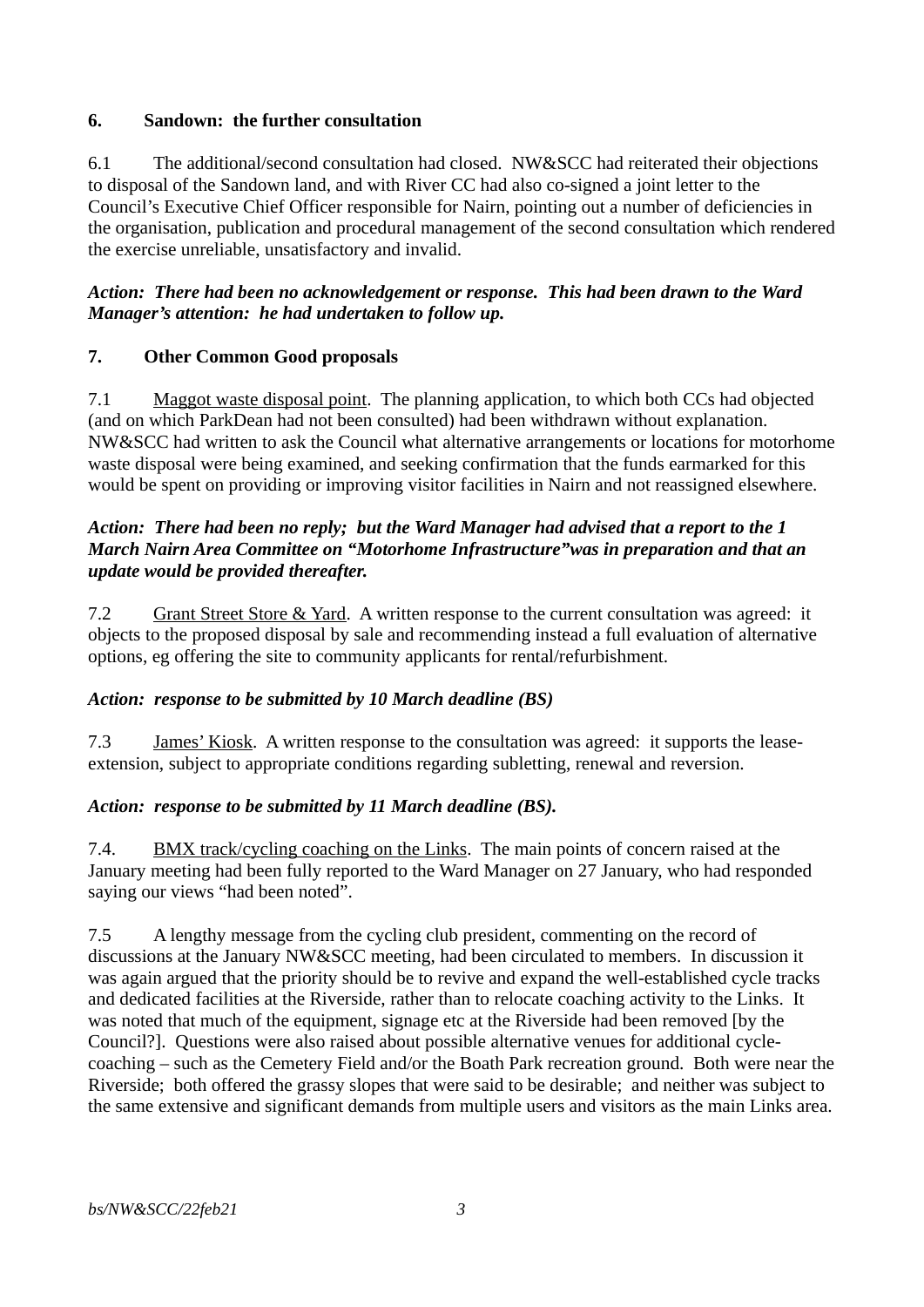## 6. Sandown: the further consultation

6.1 The additional/second consultation had closed. NW&SCC had reiterated their objections to disposal of the Sandown land, and with River CC had also co-signed a joint letter to the Council's Executive Chief Officer responsible for Nairn, pointing out a number of deficiencies in the organisation, publication and procedural management of the second consultation which rendered the exercise unreliable, unsatisfactory and invalid.

***Action: There had been no acknowledgement or response. This had been drawn to the Ward Manager's attention: he had undertaken to follow up.***

## 7. Other Common Good proposals

7.1 Maggot waste disposal point. The planning application, to which both CCs had objected (and on which ParkDean had not been consulted) had been withdrawn without explanation. NW&SCC had written to ask the Council what alternative arrangements or locations for motorhome waste disposal were being examined, and seeking confirmation that the funds earmarked for this would be spent on providing or improving visitor facilities in Nairn and not reassigned elsewhere.

***Action: There had been no reply; but the Ward Manager had advised that a report to the 1 March Nairn Area Committee on "Motorhome Infrastructure"was in preparation and that an update would be provided thereafter.***

7.2 Grant Street Store & Yard. A written response to the current consultation was agreed: it objects to the proposed disposal by sale and recommending instead a full evaluation of alternative options, eg offering the site to community applicants for rental/refurbishment.

***Action: response to be submitted by 10 March deadline (BS)***

7.3 James' Kiosk. A written response to the consultation was agreed: it supports the lease-extension, subject to appropriate conditions regarding subletting, renewal and reversion.

***Action: response to be submitted by 11 March deadline (BS).***

7.4. BMX track/cycling coaching on the Links. The main points of concern raised at the January meeting had been fully reported to the Ward Manager on 27 January, who had responded saying our views "had been noted".

7.5 A lengthy message from the cycling club president, commenting on the record of discussions at the January NW&SCC meeting, had been circulated to members. In discussion it was again argued that the priority should be to revive and expand the well-established cycle tracks and dedicated facilities at the Riverside, rather than to relocate coaching activity to the Links. It was noted that much of the equipment, signage etc at the Riverside had been removed [by the Council?]. Questions were also raised about possible alternative venues for additional cycle-coaching – such as the Cemetery Field and/or the Boath Park recreation ground. Both were near the Riverside; both offered the grassy slopes that were said to be desirable; and neither was subject to the same extensive and significant demands from multiple users and visitors as the main Links area.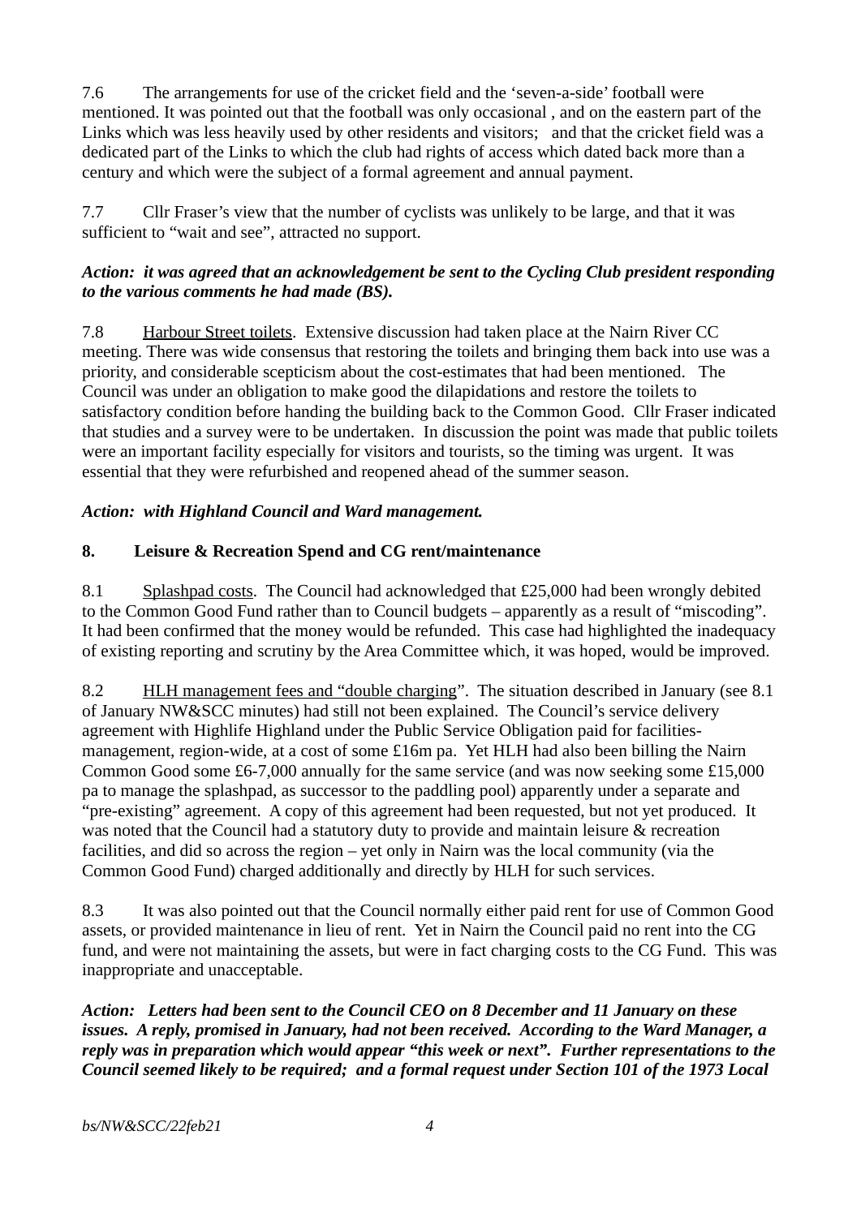7.6 The arrangements for use of the cricket field and the 'seven-a-side' football were mentioned. It was pointed out that the football was only occasional , and on the eastern part of the Links which was less heavily used by other residents and visitors; and that the cricket field was a dedicated part of the Links to which the club had rights of access which dated back more than a century and which were the subject of a formal agreement and annual payment.

7.7 Cllr Fraser's view that the number of cyclists was unlikely to be large, and that it was sufficient to "wait and see", attracted no support.

***Action: it was agreed that an acknowledgement be sent to the Cycling Club president responding to the various comments he had made (BS).***

7.8 Harbour Street toilets. Extensive discussion had taken place at the Nairn River CC meeting. There was wide consensus that restoring the toilets and bringing them back into use was a priority, and considerable scepticism about the cost-estimates that had been mentioned. The Council was under an obligation to make good the dilapidations and restore the toilets to satisfactory condition before handing the building back to the Common Good. Cllr Fraser indicated that studies and a survey were to be undertaken. In discussion the point was made that public toilets were an important facility especially for visitors and tourists, so the timing was urgent. It was essential that they were refurbished and reopened ahead of the summer season.

***Action: with Highland Council and Ward management.***

## 8. Leisure & Recreation Spend and CG rent/maintenance

8.1 Splashpad costs. The Council had acknowledged that £25,000 had been wrongly debited to the Common Good Fund rather than to Council budgets – apparently as a result of "miscoding". It had been confirmed that the money would be refunded. This case had highlighted the inadequacy of existing reporting and scrutiny by the Area Committee which, it was hoped, would be improved.

8.2 HLH management fees and "double charging". The situation described in January (see 8.1 of January NW&SCC minutes) had still not been explained. The Council's service delivery agreement with Highlife Highland under the Public Service Obligation paid for facilities-management, region-wide, at a cost of some £16m pa. Yet HLH had also been billing the Nairn Common Good some £6-7,000 annually for the same service (and was now seeking some £15,000 pa to manage the splashpad, as successor to the paddling pool) apparently under a separate and "pre-existing" agreement. A copy of this agreement had been requested, but not yet produced. It was noted that the Council had a statutory duty to provide and maintain leisure & recreation facilities, and did so across the region – yet only in Nairn was the local community (via the Common Good Fund) charged additionally and directly by HLH for such services.

8.3 It was also pointed out that the Council normally either paid rent for use of Common Good assets, or provided maintenance in lieu of rent. Yet in Nairn the Council paid no rent into the CG fund, and were not maintaining the assets, but were in fact charging costs to the CG Fund. This was inappropriate and unacceptable.

***Action: Letters had been sent to the Council CEO on 8 December and 11 January on these issues. A reply, promised in January, had not been received. According to the Ward Manager, a reply was in preparation which would appear "this week or next". Further representations to the Council seemed likely to be required; and a formal request under Section 101 of the 1973 Local***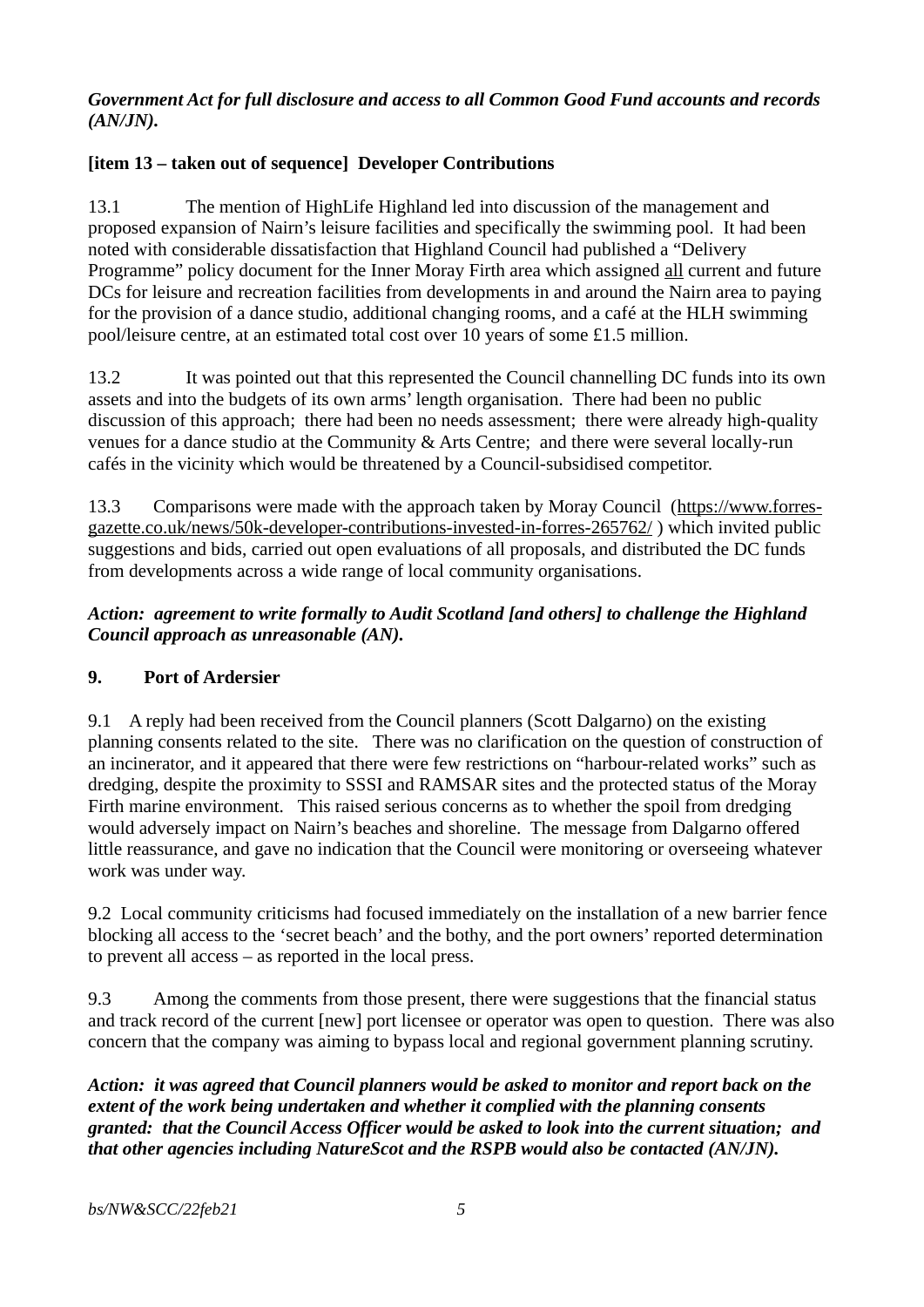***Government Act for full disclosure and access to all Common Good Fund accounts and records (AN/JN).***

**[item 13 – taken out of sequence] Developer Contributions**

13.1 The mention of HighLife Highland led into discussion of the management and proposed expansion of Nairn's leisure facilities and specifically the swimming pool. It had been noted with considerable dissatisfaction that Highland Council had published a "Delivery Programme" policy document for the Inner Moray Firth area which assigned <u>all</u> current and future DCs for leisure and recreation facilities from developments in and around the Nairn area to paying for the provision of a dance studio, additional changing rooms, and a café at the HLH swimming pool/leisure centre, at an estimated total cost over 10 years of some £1.5 million.

13.2 It was pointed out that this represented the Council channelling DC funds into its own assets and into the budgets of its own arms' length organisation. There had been no public discussion of this approach; there had been no needs assessment; there were already high-quality venues for a dance studio at the Community & Arts Centre; and there were several locally-run cafés in the vicinity which would be threatened by a Council-subsidised competitor.

13.3 Comparisons were made with the approach taken by Moray Council (https://www.forres-gazette.co.uk/news/50k-developer-contributions-invested-in-forres-265762/ ) which invited public suggestions and bids, carried out open evaluations of all proposals, and distributed the DC funds from developments across a wide range of local community organisations.

***Action: agreement to write formally to Audit Scotland [and others] to challenge the Highland Council approach as unreasonable (AN).***

**9. Port of Ardersier**

9.1 A reply had been received from the Council planners (Scott Dalgarno) on the existing planning consents related to the site. There was no clarification on the question of construction of an incinerator, and it appeared that there were few restrictions on "harbour-related works" such as dredging, despite the proximity to SSSI and RAMSAR sites and the protected status of the Moray Firth marine environment. This raised serious concerns as to whether the spoil from dredging would adversely impact on Nairn's beaches and shoreline. The message from Dalgarno offered little reassurance, and gave no indication that the Council were monitoring or overseeing whatever work was under way.

9.2 Local community criticisms had focused immediately on the installation of a new barrier fence blocking all access to the 'secret beach' and the bothy, and the port owners' reported determination to prevent all access – as reported in the local press.

9.3 Among the comments from those present, there were suggestions that the financial status and track record of the current [new] port licensee or operator was open to question. There was also concern that the company was aiming to bypass local and regional government planning scrutiny.

***Action: it was agreed that Council planners would be asked to monitor and report back on the extent of the work being undertaken and whether it complied with the planning consents granted: that the Council Access Officer would be asked to look into the current situation; and that other agencies including NatureScot and the RSPB would also be contacted (AN/JN).***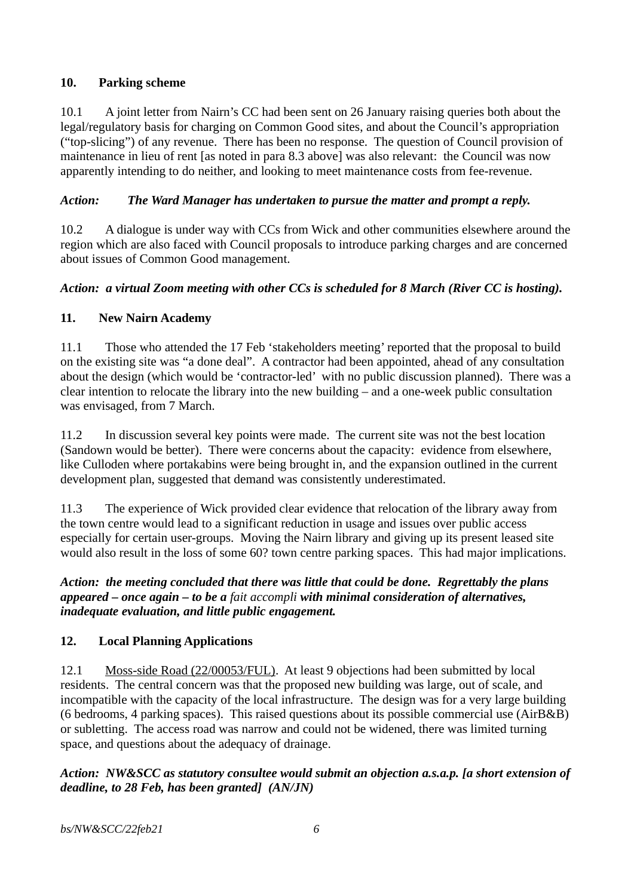## 10. Parking scheme

10.1 A joint letter from Nairn's CC had been sent on 26 January raising queries both about the legal/regulatory basis for charging on Common Good sites, and about the Council's appropriation ("top-slicing") of any revenue. There has been no response. The question of Council provision of maintenance in lieu of rent [as noted in para 8.3 above] was also relevant: the Council was now apparently intending to do neither, and looking to meet maintenance costs from fee-revenue.

***Action: The Ward Manager has undertaken to pursue the matter and prompt a reply.***

10.2 A dialogue is under way with CCs from Wick and other communities elsewhere around the region which are also faced with Council proposals to introduce parking charges and are concerned about issues of Common Good management.

***Action: a virtual Zoom meeting with other CCs is scheduled for 8 March (River CC is hosting).***

## 11. New Nairn Academy

11.1 Those who attended the 17 Feb 'stakeholders meeting' reported that the proposal to build on the existing site was "a done deal". A contractor had been appointed, ahead of any consultation about the design (which would be 'contractor-led' with no public discussion planned). There was a clear intention to relocate the library into the new building – and a one-week public consultation was envisaged, from 7 March.

11.2 In discussion several key points were made. The current site was not the best location (Sandown would be better). There were concerns about the capacity: evidence from elsewhere, like Culloden where portakabins were being brought in, and the expansion outlined in the current development plan, suggested that demand was consistently underestimated.

11.3 The experience of Wick provided clear evidence that relocation of the library away from the town centre would lead to a significant reduction in usage and issues over public access especially for certain user-groups. Moving the Nairn library and giving up its present leased site would also result in the loss of some 60? town centre parking spaces. This had major implications.

***Action: the meeting concluded that there was little that could be done. Regrettably the plans appeared – once again – to be a*** *fait accompli* ***with minimal consideration of alternatives, inadequate evaluation, and little public engagement.***

## 12. Local Planning Applications

12.1 <u>Moss-side Road (22/00053/FUL)</u>. At least 9 objections had been submitted by local residents. The central concern was that the proposed new building was large, out of scale, and incompatible with the capacity of the local infrastructure. The design was for a very large building (6 bedrooms, 4 parking spaces). This raised questions about its possible commercial use (AirB&B) or subletting. The access road was narrow and could not be widened, there was limited turning space, and questions about the adequacy of drainage.

***Action: NW&SCC as statutory consultee would submit an objection a.s.a.p. [a short extension of deadline, to 28 Feb, has been granted] (AN/JN)***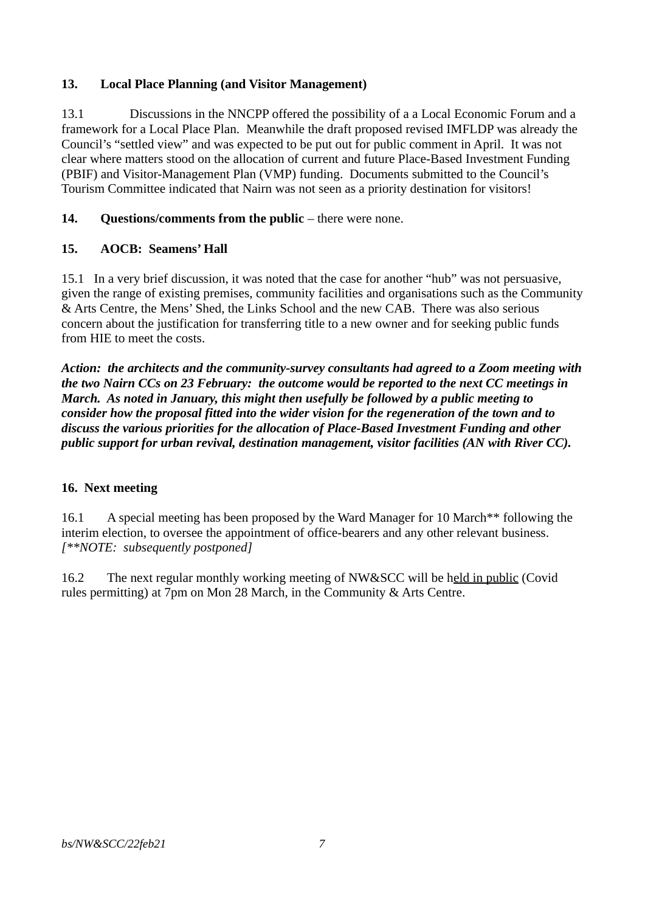**13. Local Place Planning (and Visitor Management)**

13.1 Discussions in the NNCPP offered the possibility of a a Local Economic Forum and a framework for a Local Place Plan. Meanwhile the draft proposed revised IMFLDP was already the Council's "settled view" and was expected to be put out for public comment in April. It was not clear where matters stood on the allocation of current and future Place-Based Investment Funding (PBIF) and Visitor-Management Plan (VMP) funding. Documents submitted to the Council's Tourism Committee indicated that Nairn was not seen as a priority destination for visitors!

**14. Questions/comments from the public** – there were none.

**15. AOCB: Seamens' Hall**

15.1 In a very brief discussion, it was noted that the case for another "hub" was not persuasive, given the range of existing premises, community facilities and organisations such as the Community & Arts Centre, the Mens' Shed, the Links School and the new CAB. There was also serious concern about the justification for transferring title to a new owner and for seeking public funds from HIE to meet the costs.

***Action: the architects and the community-survey consultants had agreed to a Zoom meeting with the two Nairn CCs on 23 February: the outcome would be reported to the next CC meetings in March. As noted in January, this might then usefully be followed by a public meeting to consider how the proposal fitted into the wider vision for the regeneration of the town and to discuss the various priorities for the allocation of Place-Based Investment Funding and other public support for urban revival, destination management, visitor facilities (AN with River CC).***

**16. Next meeting**

16.1 A special meeting has been proposed by the Ward Manager for 10 March** following the interim election, to oversee the appointment of office-bearers and any other relevant business. *[**NOTE: subsequently postponed]*

16.2 The next regular monthly working meeting of NW&SCC will be held in public (Covid rules permitting) at 7pm on Mon 28 March, in the Community & Arts Centre.